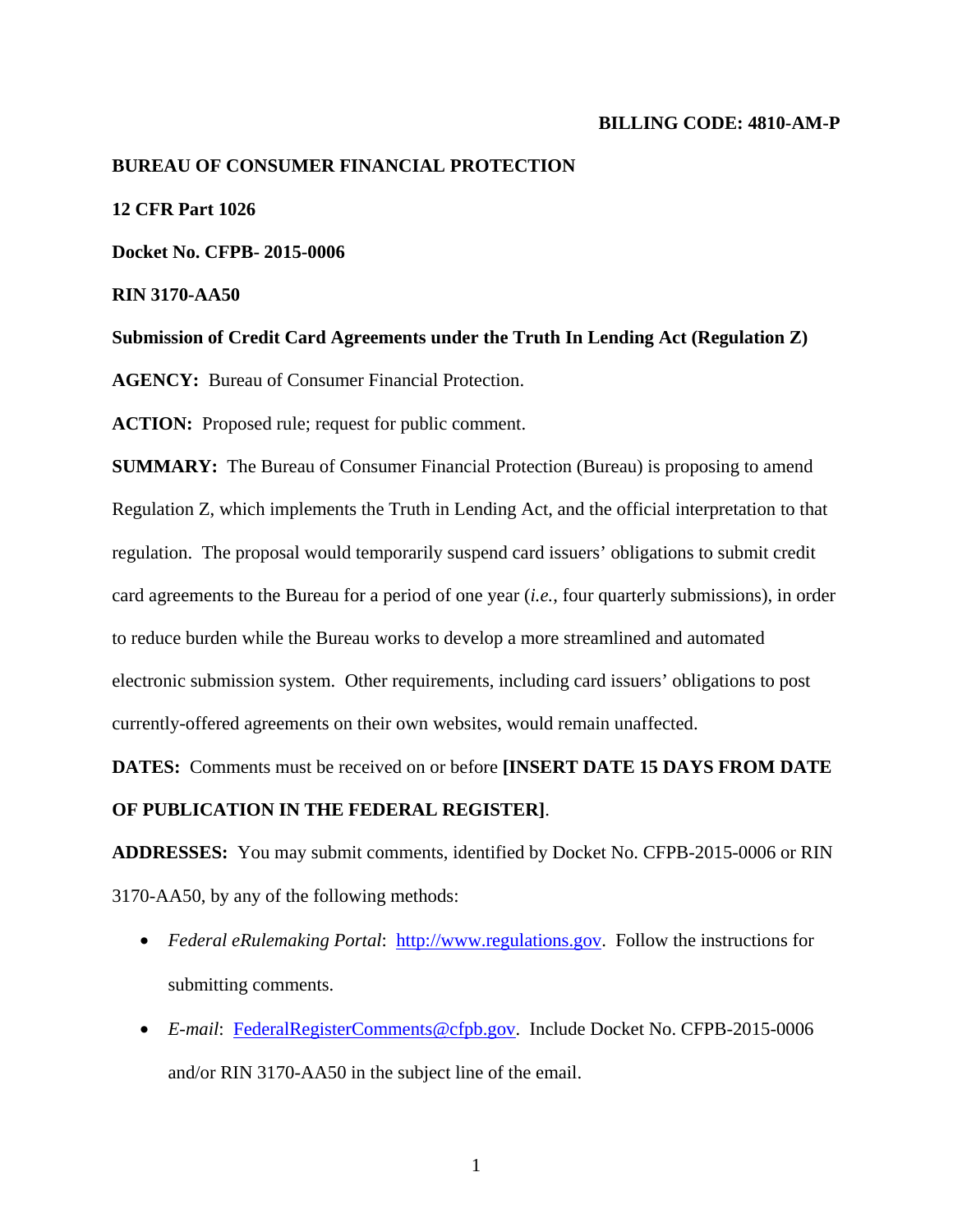**BILLING CODE: 4810-AM-P**

**BUREAU OF CONSUMER FINANCIAL PROTECTION**

**12 CFR Part 1026**

**Docket No. CFPB- 2015-0006**

**RIN 3170-AA50**

**Submission of Credit Card Agreements under the Truth In Lending Act (Regulation Z)**

**AGENCY:** Bureau of Consumer Financial Protection.

**ACTION:** Proposed rule; request for public comment.

**SUMMARY:** The Bureau of Consumer Financial Protection (Bureau) is proposing to amend Regulation Z, which implements the Truth in Lending Act, and the official interpretation to that regulation. The proposal would temporarily suspend card issuers' obligations to submit credit card agreements to the Bureau for a period of one year (*i.e.*, four quarterly submissions), in order to reduce burden while the Bureau works to develop a more streamlined and automated electronic submission system. Other requirements, including card issuers' obligations to post currently-offered agreements on their own websites, would remain unaffected.

**DATES:** Comments must be received on or before **[INSERT DATE 15 DAYS FROM DATE OF PUBLICATION IN THE FEDERAL REGISTER]**.

**ADDRESSES:** You may submit comments, identified by Docket No. CFPB-2015-0006 or RIN 3170-AA50, by any of the following methods:

- *Federal eRulemaking Portal*: http://www.regulations.gov. Follow the instructions for submitting comments.
- *E-mail*: FederalRegisterComments@cfpb.gov. Include Docket No. CFPB-2015-0006 and/or RIN 3170-AA50 in the subject line of the email.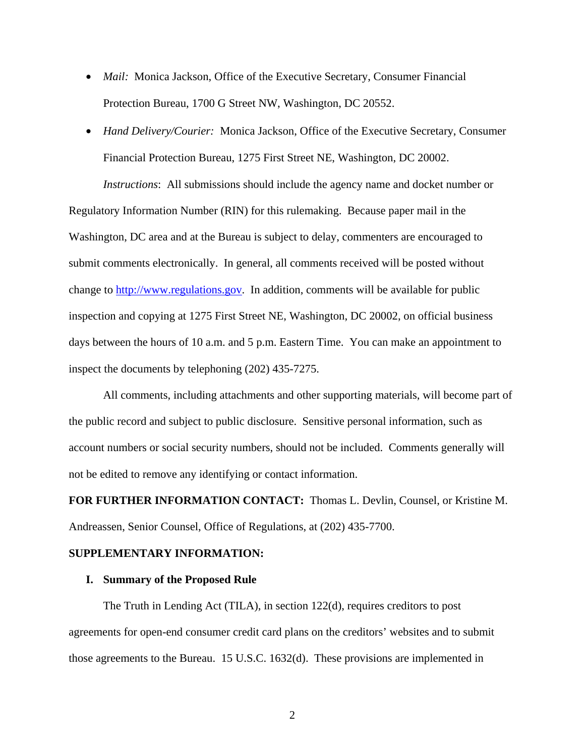- *Mail:* Monica Jackson, Office of the Executive Secretary, Consumer Financial Protection Bureau, 1700 G Street NW, Washington, DC 20552.
- *Hand Delivery/Courier:* Monica Jackson, Office of the Executive Secretary, Consumer Financial Protection Bureau, 1275 First Street NE, Washington, DC 20002.

*Instructions*: All submissions should include the agency name and docket number or Regulatory Information Number (RIN) for this rulemaking. Because paper mail in the Washington, DC area and at the Bureau is subject to delay, commenters are encouraged to submit comments electronically. In general, all comments received will be posted without change to http://www.regulations.gov. In addition, comments will be available for public inspection and copying at 1275 First Street NE, Washington, DC 20002, on official business days between the hours of 10 a.m. and 5 p.m. Eastern Time. You can make an appointment to inspect the documents by telephoning (202) 435-7275.

All comments, including attachments and other supporting materials, will become part of the public record and subject to public disclosure. Sensitive personal information, such as account numbers or social security numbers, should not be included. Comments generally will not be edited to remove any identifying or contact information.

**FOR FURTHER INFORMATION CONTACT:** Thomas L. Devlin, Counsel, or Kristine M. Andreassen, Senior Counsel, Office of Regulations, at (202) 435-7700.

**SUPPLEMENTARY INFORMATION:**

## I. Summary of the Proposed Rule

The Truth in Lending Act (TILA), in section 122(d), requires creditors to post agreements for open-end consumer credit card plans on the creditors' websites and to submit those agreements to the Bureau. 15 U.S.C. 1632(d). These provisions are implemented in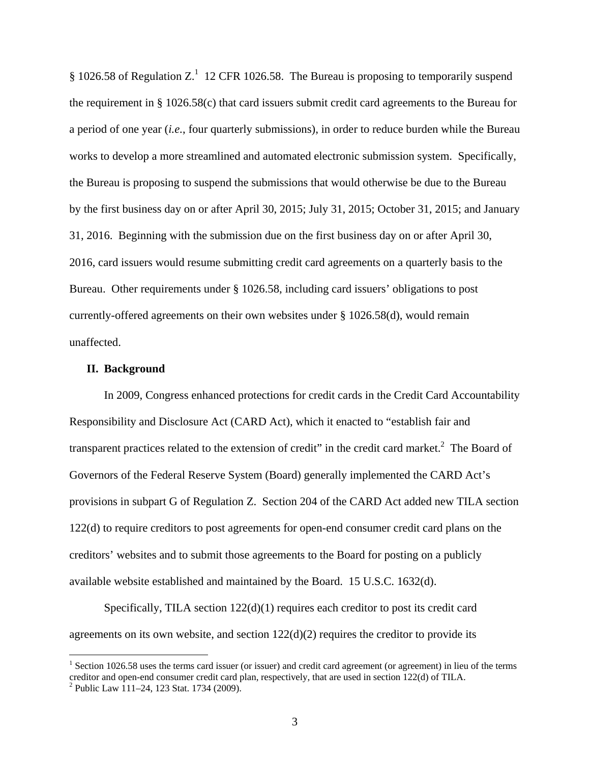§ 1026.58 of Regulation Z.[1] 12 CFR 1026.58. The Bureau is proposing to temporarily suspend the requirement in § 1026.58(c) that card issuers submit credit card agreements to the Bureau for a period of one year (*i.e.*, four quarterly submissions), in order to reduce burden while the Bureau works to develop a more streamlined and automated electronic submission system. Specifically, the Bureau is proposing to suspend the submissions that would otherwise be due to the Bureau by the first business day on or after April 30, 2015; July 31, 2015; October 31, 2015; and January 31, 2016. Beginning with the submission due on the first business day on or after April 30, 2016, card issuers would resume submitting credit card agreements on a quarterly basis to the Bureau. Other requirements under § 1026.58, including card issuers' obligations to post currently-offered agreements on their own websites under § 1026.58(d), would remain unaffected.

## II. Background

In 2009, Congress enhanced protections for credit cards in the Credit Card Accountability Responsibility and Disclosure Act (CARD Act), which it enacted to "establish fair and transparent practices related to the extension of credit" in the credit card market.[2] The Board of Governors of the Federal Reserve System (Board) generally implemented the CARD Act's provisions in subpart G of Regulation Z. Section 204 of the CARD Act added new TILA section 122(d) to require creditors to post agreements for open-end consumer credit card plans on the creditors' websites and to submit those agreements to the Board for posting on a publicly available website established and maintained by the Board. 15 U.S.C. 1632(d).

Specifically, TILA section 122(d)(1) requires each creditor to post its credit card agreements on its own website, and section 122(d)(2) requires the creditor to provide its

---

[1] Section 1026.58 uses the terms card issuer (or issuer) and credit card agreement (or agreement) in lieu of the terms creditor and open-end consumer credit card plan, respectively, that are used in section 122(d) of TILA.

[2] Public Law 111–24, 123 Stat. 1734 (2009).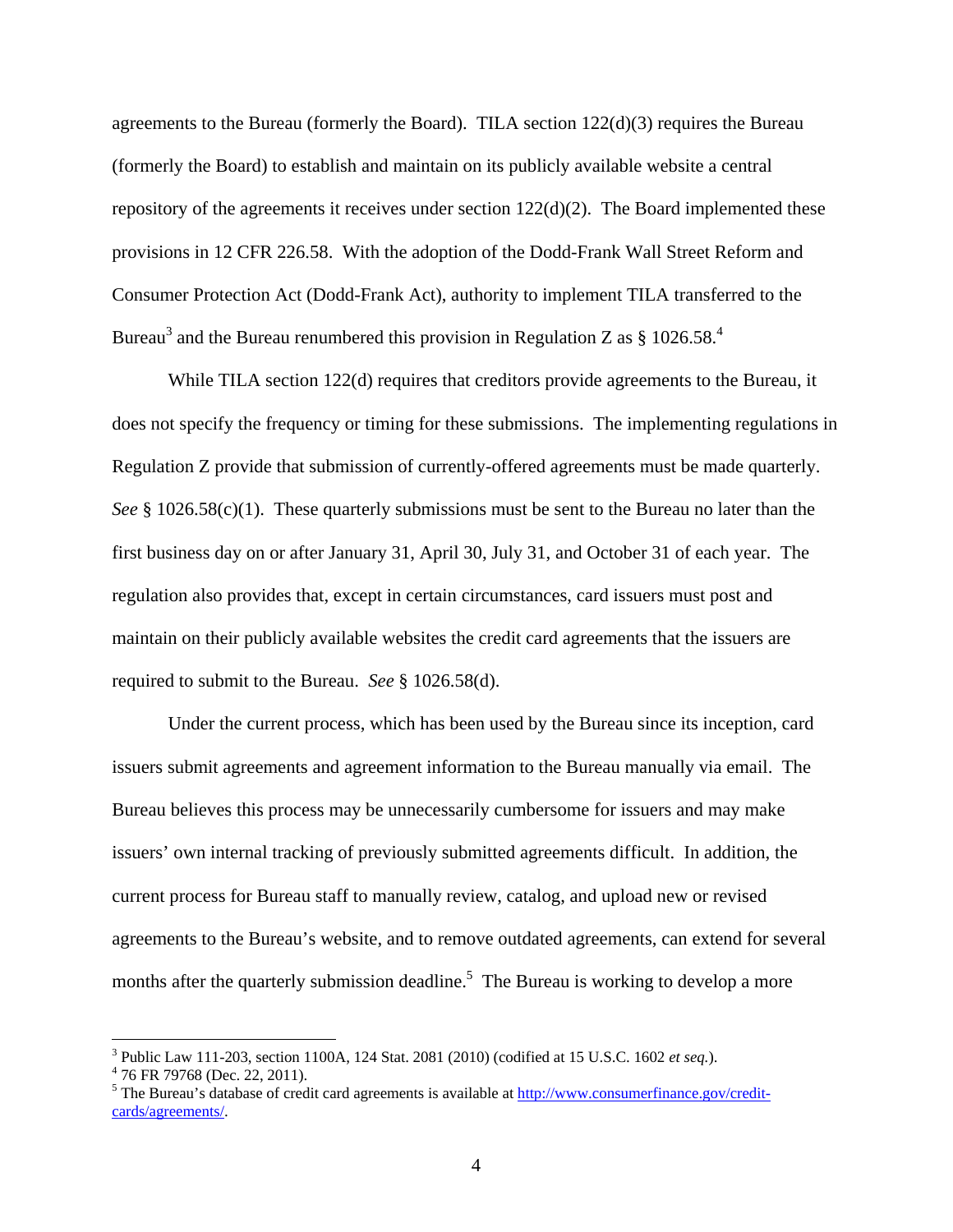agreements to the Bureau (formerly the Board). TILA section 122(d)(3) requires the Bureau (formerly the Board) to establish and maintain on its publicly available website a central repository of the agreements it receives under section 122(d)(2). The Board implemented these provisions in 12 CFR 226.58. With the adoption of the Dodd-Frank Wall Street Reform and Consumer Protection Act (Dodd-Frank Act), authority to implement TILA transferred to the Bureau[3] and the Bureau renumbered this provision in Regulation Z as § 1026.58.[4]

While TILA section 122(d) requires that creditors provide agreements to the Bureau, it does not specify the frequency or timing for these submissions. The implementing regulations in Regulation Z provide that submission of currently-offered agreements must be made quarterly. *See* § 1026.58(c)(1). These quarterly submissions must be sent to the Bureau no later than the first business day on or after January 31, April 30, July 31, and October 31 of each year. The regulation also provides that, except in certain circumstances, card issuers must post and maintain on their publicly available websites the credit card agreements that the issuers are required to submit to the Bureau. *See* § 1026.58(d).

Under the current process, which has been used by the Bureau since its inception, card issuers submit agreements and agreement information to the Bureau manually via email. The Bureau believes this process may be unnecessarily cumbersome for issuers and may make issuers' own internal tracking of previously submitted agreements difficult. In addition, the current process for Bureau staff to manually review, catalog, and upload new or revised agreements to the Bureau's website, and to remove outdated agreements, can extend for several months after the quarterly submission deadline.[5] The Bureau is working to develop a more

---

[3] Public Law 111-203, section 1100A, 124 Stat. 2081 (2010) (codified at 15 U.S.C. 1602 *et seq.*).

[4] 76 FR 79768 (Dec. 22, 2011).

[5] The Bureau's database of credit card agreements is available at http://www.consumerfinance.gov/credit-cards/agreements/.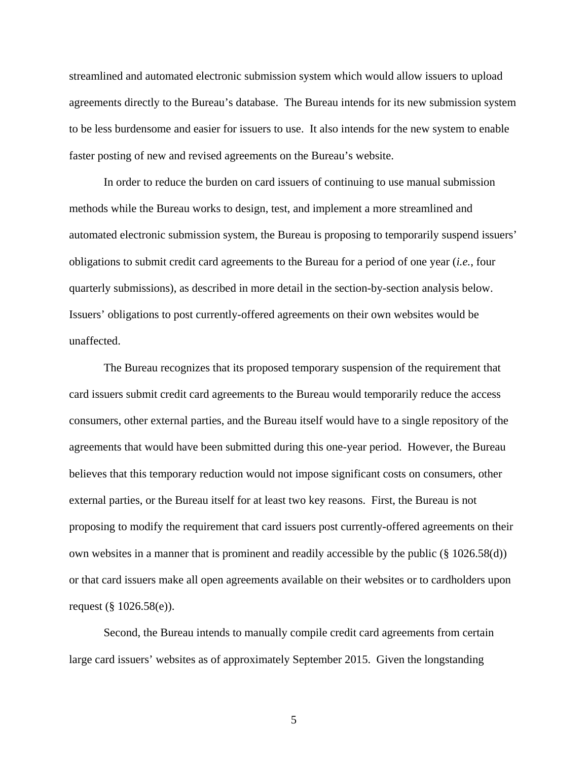streamlined and automated electronic submission system which would allow issuers to upload agreements directly to the Bureau's database. The Bureau intends for its new submission system to be less burdensome and easier for issuers to use. It also intends for the new system to enable faster posting of new and revised agreements on the Bureau's website.

In order to reduce the burden on card issuers of continuing to use manual submission methods while the Bureau works to design, test, and implement a more streamlined and automated electronic submission system, the Bureau is proposing to temporarily suspend issuers' obligations to submit credit card agreements to the Bureau for a period of one year (*i.e.*, four quarterly submissions), as described in more detail in the section-by-section analysis below. Issuers' obligations to post currently-offered agreements on their own websites would be unaffected.

The Bureau recognizes that its proposed temporary suspension of the requirement that card issuers submit credit card agreements to the Bureau would temporarily reduce the access consumers, other external parties, and the Bureau itself would have to a single repository of the agreements that would have been submitted during this one-year period. However, the Bureau believes that this temporary reduction would not impose significant costs on consumers, other external parties, or the Bureau itself for at least two key reasons. First, the Bureau is not proposing to modify the requirement that card issuers post currently-offered agreements on their own websites in a manner that is prominent and readily accessible by the public (§ 1026.58(d)) or that card issuers make all open agreements available on their websites or to cardholders upon request (§ 1026.58(e)).

Second, the Bureau intends to manually compile credit card agreements from certain large card issuers' websites as of approximately September 2015. Given the longstanding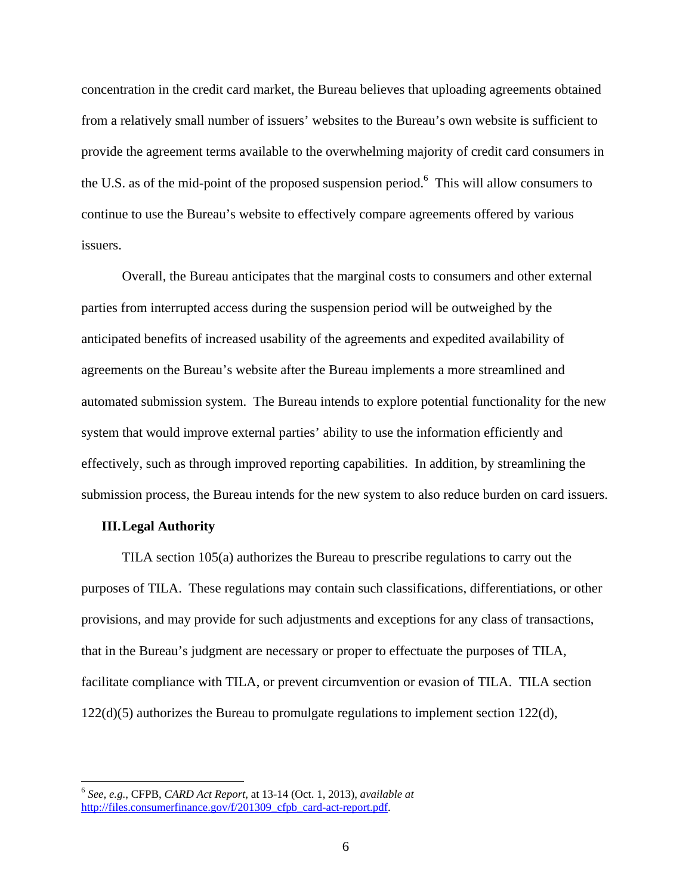concentration in the credit card market, the Bureau believes that uploading agreements obtained from a relatively small number of issuers' websites to the Bureau's own website is sufficient to provide the agreement terms available to the overwhelming majority of credit card consumers in the U.S. as of the mid-point of the proposed suspension period.[6] This will allow consumers to continue to use the Bureau's website to effectively compare agreements offered by various issuers.

Overall, the Bureau anticipates that the marginal costs to consumers and other external parties from interrupted access during the suspension period will be outweighed by the anticipated benefits of increased usability of the agreements and expedited availability of agreements on the Bureau's website after the Bureau implements a more streamlined and automated submission system. The Bureau intends to explore potential functionality for the new system that would improve external parties' ability to use the information efficiently and effectively, such as through improved reporting capabilities. In addition, by streamlining the submission process, the Bureau intends for the new system to also reduce burden on card issuers.

## III. Legal Authority

TILA section 105(a) authorizes the Bureau to prescribe regulations to carry out the purposes of TILA. These regulations may contain such classifications, differentiations, or other provisions, and may provide for such adjustments and exceptions for any class of transactions, that in the Bureau's judgment are necessary or proper to effectuate the purposes of TILA, facilitate compliance with TILA, or prevent circumvention or evasion of TILA. TILA section 122(d)(5) authorizes the Bureau to promulgate regulations to implement section 122(d),

---

[6] *See, e.g.*, CFPB, *CARD Act Report*, at 13-14 (Oct. 1, 2013), *available at* http://files.consumerfinance.gov/f/201309_cfpb_card-act-report.pdf.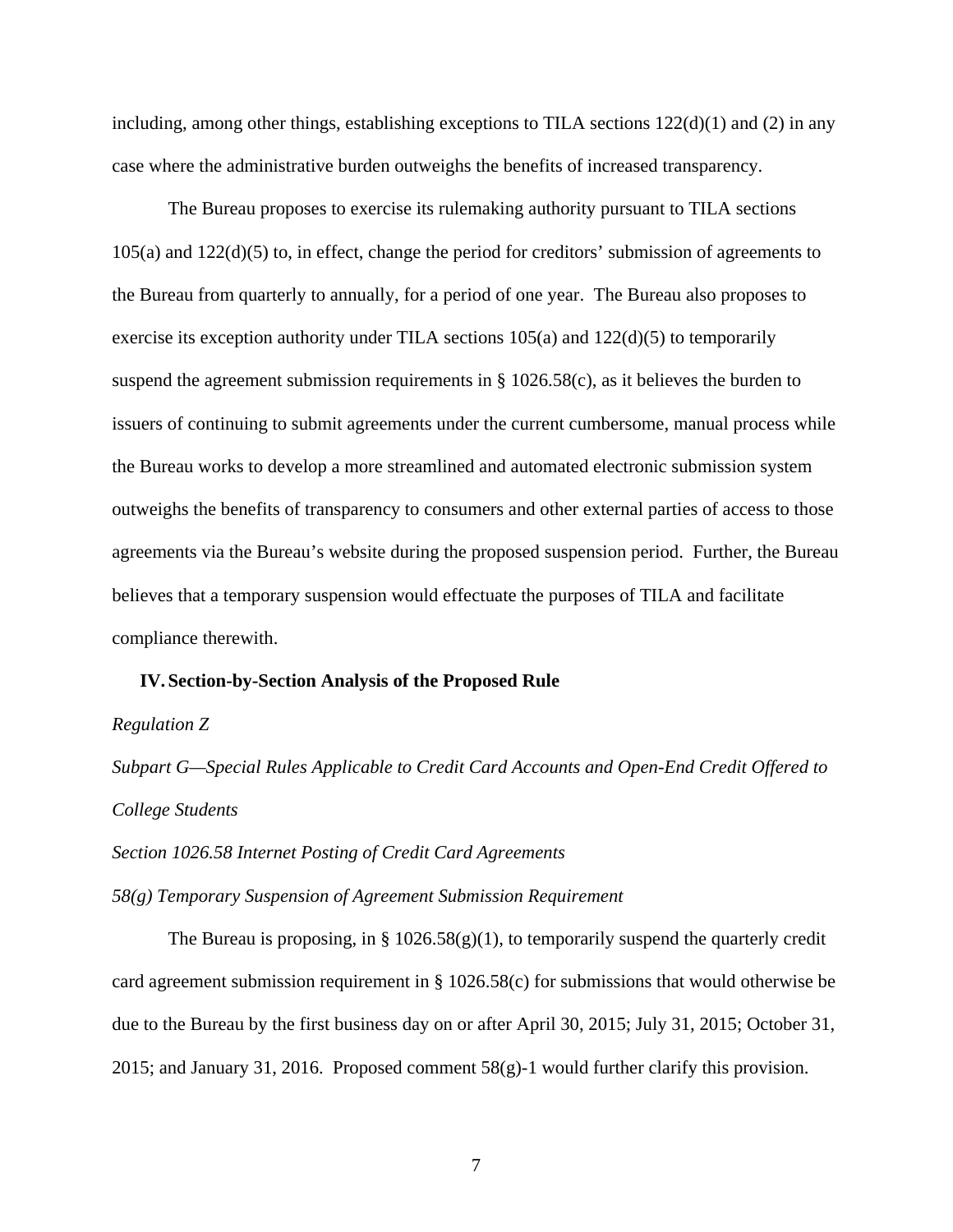including, among other things, establishing exceptions to TILA sections 122(d)(1) and (2) in any case where the administrative burden outweighs the benefits of increased transparency.

The Bureau proposes to exercise its rulemaking authority pursuant to TILA sections 105(a) and 122(d)(5) to, in effect, change the period for creditors' submission of agreements to the Bureau from quarterly to annually, for a period of one year. The Bureau also proposes to exercise its exception authority under TILA sections 105(a) and 122(d)(5) to temporarily suspend the agreement submission requirements in § 1026.58(c), as it believes the burden to issuers of continuing to submit agreements under the current cumbersome, manual process while the Bureau works to develop a more streamlined and automated electronic submission system outweighs the benefits of transparency to consumers and other external parties of access to those agreements via the Bureau's website during the proposed suspension period. Further, the Bureau believes that a temporary suspension would effectuate the purposes of TILA and facilitate compliance therewith.

## IV. Section-by-Section Analysis of the Proposed Rule

*Regulation Z*

*Subpart G—Special Rules Applicable to Credit Card Accounts and Open-End Credit Offered to College Students*

*Section 1026.58 Internet Posting of Credit Card Agreements*

*58(g) Temporary Suspension of Agreement Submission Requirement*

The Bureau is proposing, in § 1026.58(g)(1), to temporarily suspend the quarterly credit card agreement submission requirement in § 1026.58(c) for submissions that would otherwise be due to the Bureau by the first business day on or after April 30, 2015; July 31, 2015; October 31, 2015; and January 31, 2016. Proposed comment 58(g)-1 would further clarify this provision.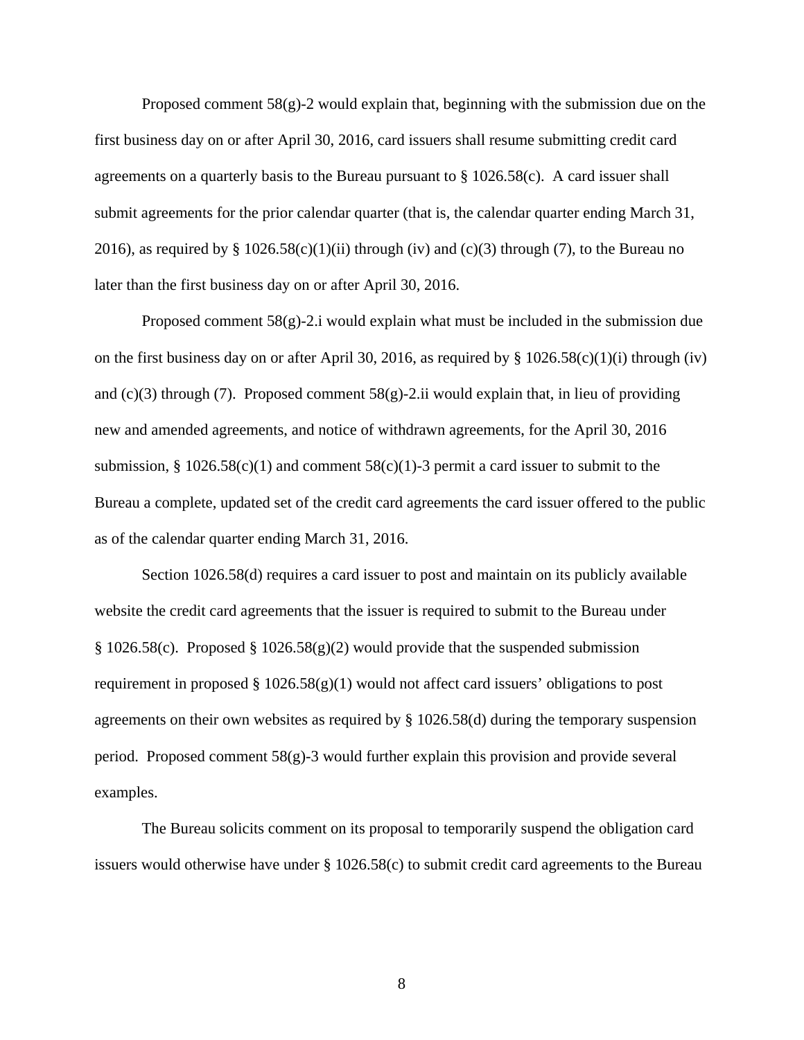Proposed comment 58(g)-2 would explain that, beginning with the submission due on the first business day on or after April 30, 2016, card issuers shall resume submitting credit card agreements on a quarterly basis to the Bureau pursuant to § 1026.58(c). A card issuer shall submit agreements for the prior calendar quarter (that is, the calendar quarter ending March 31, 2016), as required by § 1026.58(c)(1)(ii) through (iv) and (c)(3) through (7), to the Bureau no later than the first business day on or after April 30, 2016.

Proposed comment 58(g)-2.i would explain what must be included in the submission due on the first business day on or after April 30, 2016, as required by § 1026.58(c)(1)(i) through (iv) and (c)(3) through (7). Proposed comment 58(g)-2.ii would explain that, in lieu of providing new and amended agreements, and notice of withdrawn agreements, for the April 30, 2016 submission, § 1026.58(c)(1) and comment 58(c)(1)-3 permit a card issuer to submit to the Bureau a complete, updated set of the credit card agreements the card issuer offered to the public as of the calendar quarter ending March 31, 2016.

Section 1026.58(d) requires a card issuer to post and maintain on its publicly available website the credit card agreements that the issuer is required to submit to the Bureau under § 1026.58(c). Proposed § 1026.58(g)(2) would provide that the suspended submission requirement in proposed § 1026.58(g)(1) would not affect card issuers' obligations to post agreements on their own websites as required by § 1026.58(d) during the temporary suspension period. Proposed comment 58(g)-3 would further explain this provision and provide several examples.

The Bureau solicits comment on its proposal to temporarily suspend the obligation card issuers would otherwise have under § 1026.58(c) to submit credit card agreements to the Bureau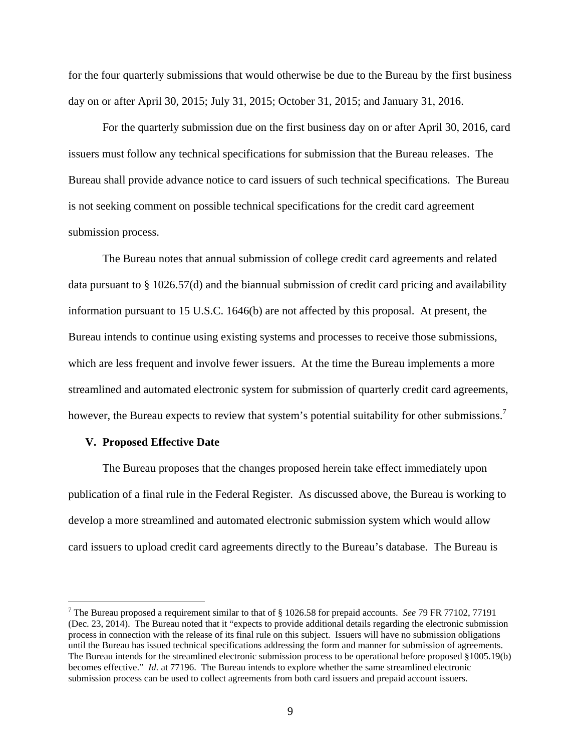for the four quarterly submissions that would otherwise be due to the Bureau by the first business day on or after April 30, 2015; July 31, 2015; October 31, 2015; and January 31, 2016.

For the quarterly submission due on the first business day on or after April 30, 2016, card issuers must follow any technical specifications for submission that the Bureau releases. The Bureau shall provide advance notice to card issuers of such technical specifications. The Bureau is not seeking comment on possible technical specifications for the credit card agreement submission process.

The Bureau notes that annual submission of college credit card agreements and related data pursuant to § 1026.57(d) and the biannual submission of credit card pricing and availability information pursuant to 15 U.S.C. 1646(b) are not affected by this proposal. At present, the Bureau intends to continue using existing systems and processes to receive those submissions, which are less frequent and involve fewer issuers. At the time the Bureau implements a more streamlined and automated electronic system for submission of quarterly credit card agreements, however, the Bureau expects to review that system's potential suitability for other submissions.[7]

## V. Proposed Effective Date

The Bureau proposes that the changes proposed herein take effect immediately upon publication of a final rule in the Federal Register. As discussed above, the Bureau is working to develop a more streamlined and automated electronic submission system which would allow card issuers to upload credit card agreements directly to the Bureau's database. The Bureau is

---

[7] The Bureau proposed a requirement similar to that of § 1026.58 for prepaid accounts. *See* 79 FR 77102, 77191 (Dec. 23, 2014). The Bureau noted that it "expects to provide additional details regarding the electronic submission process in connection with the release of its final rule on this subject. Issuers will have no submission obligations until the Bureau has issued technical specifications addressing the form and manner for submission of agreements. The Bureau intends for the streamlined electronic submission process to be operational before proposed §1005.19(b) becomes effective." *Id.* at 77196. The Bureau intends to explore whether the same streamlined electronic submission process can be used to collect agreements from both card issuers and prepaid account issuers.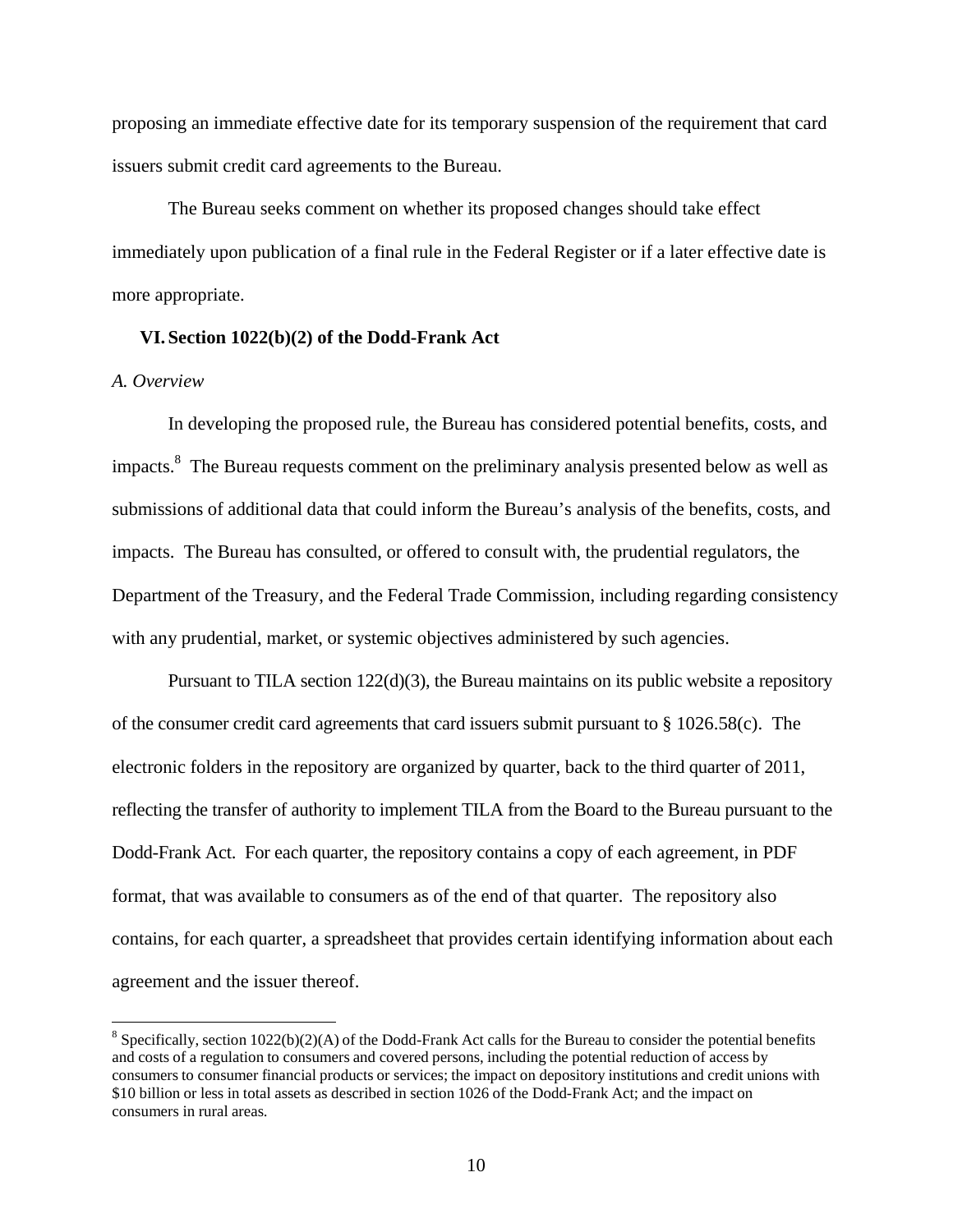proposing an immediate effective date for its temporary suspension of the requirement that card issuers submit credit card agreements to the Bureau.

The Bureau seeks comment on whether its proposed changes should take effect immediately upon publication of a final rule in the Federal Register or if a later effective date is more appropriate.

## VI. Section 1022(b)(2) of the Dodd-Frank Act

### *A. Overview*

In developing the proposed rule, the Bureau has considered potential benefits, costs, and impacts.[8] The Bureau requests comment on the preliminary analysis presented below as well as submissions of additional data that could inform the Bureau's analysis of the benefits, costs, and impacts. The Bureau has consulted, or offered to consult with, the prudential regulators, the Department of the Treasury, and the Federal Trade Commission, including regarding consistency with any prudential, market, or systemic objectives administered by such agencies.

Pursuant to TILA section 122(d)(3), the Bureau maintains on its public website a repository of the consumer credit card agreements that card issuers submit pursuant to § 1026.58(c). The electronic folders in the repository are organized by quarter, back to the third quarter of 2011, reflecting the transfer of authority to implement TILA from the Board to the Bureau pursuant to the Dodd-Frank Act. For each quarter, the repository contains a copy of each agreement, in PDF format, that was available to consumers as of the end of that quarter. The repository also contains, for each quarter, a spreadsheet that provides certain identifying information about each agreement and the issuer thereof.

---

[8] Specifically, section 1022(b)(2)(A) of the Dodd-Frank Act calls for the Bureau to consider the potential benefits and costs of a regulation to consumers and covered persons, including the potential reduction of access by consumers to consumer financial products or services; the impact on depository institutions and credit unions with $10 billion or less in total assets as described in section 1026 of the Dodd-Frank Act; and the impact on consumers in rural areas.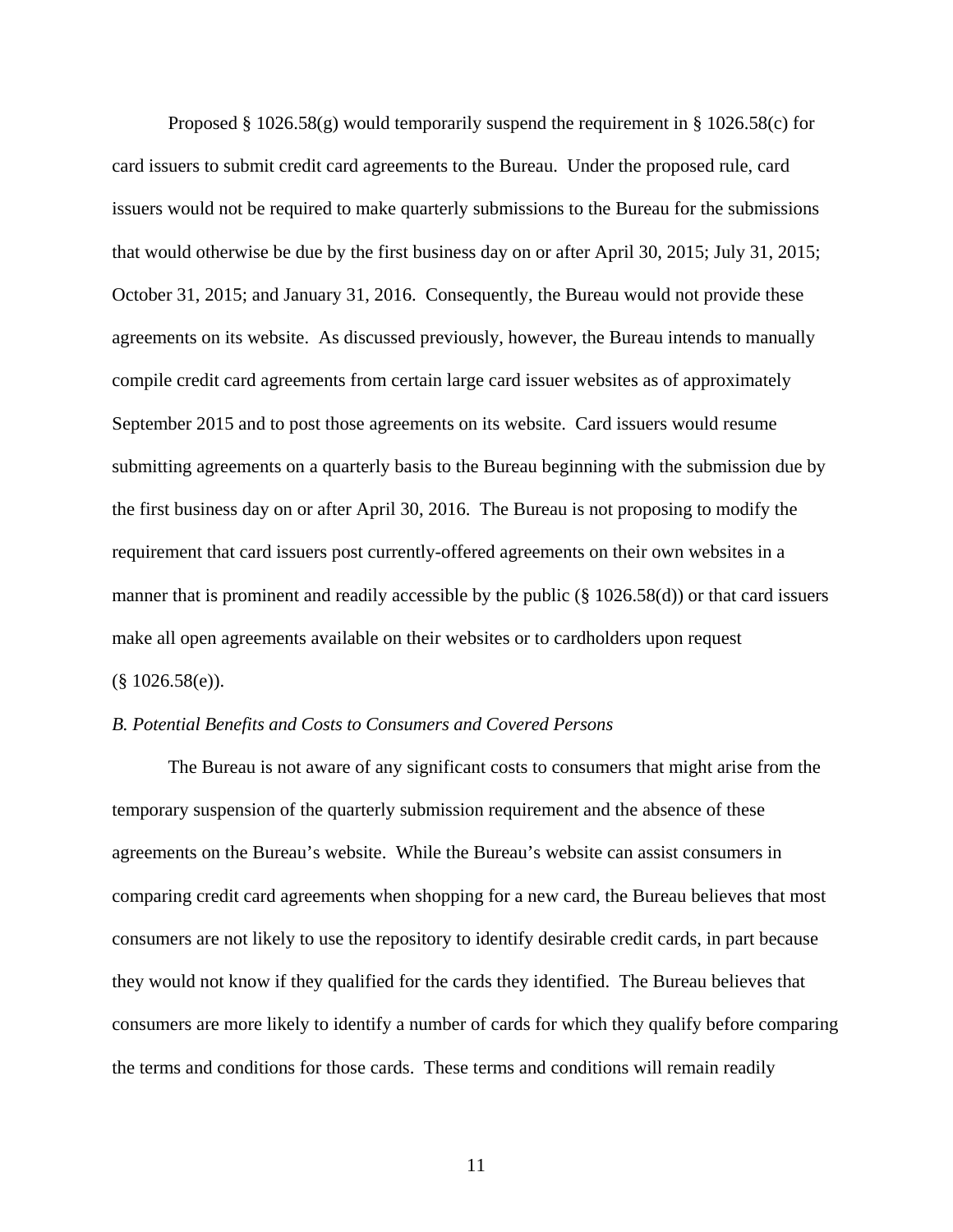Proposed § 1026.58(g) would temporarily suspend the requirement in § 1026.58(c) for card issuers to submit credit card agreements to the Bureau. Under the proposed rule, card issuers would not be required to make quarterly submissions to the Bureau for the submissions that would otherwise be due by the first business day on or after April 30, 2015; July 31, 2015; October 31, 2015; and January 31, 2016. Consequently, the Bureau would not provide these agreements on its website. As discussed previously, however, the Bureau intends to manually compile credit card agreements from certain large card issuer websites as of approximately September 2015 and to post those agreements on its website. Card issuers would resume submitting agreements on a quarterly basis to the Bureau beginning with the submission due by the first business day on or after April 30, 2016. The Bureau is not proposing to modify the requirement that card issuers post currently-offered agreements on their own websites in a manner that is prominent and readily accessible by the public (§ 1026.58(d)) or that card issuers make all open agreements available on their websites or to cardholders upon request (§ 1026.58(e)).

*B. Potential Benefits and Costs to Consumers and Covered Persons*

The Bureau is not aware of any significant costs to consumers that might arise from the temporary suspension of the quarterly submission requirement and the absence of these agreements on the Bureau's website. While the Bureau's website can assist consumers in comparing credit card agreements when shopping for a new card, the Bureau believes that most consumers are not likely to use the repository to identify desirable credit cards, in part because they would not know if they qualified for the cards they identified. The Bureau believes that consumers are more likely to identify a number of cards for which they qualify before comparing the terms and conditions for those cards. These terms and conditions will remain readily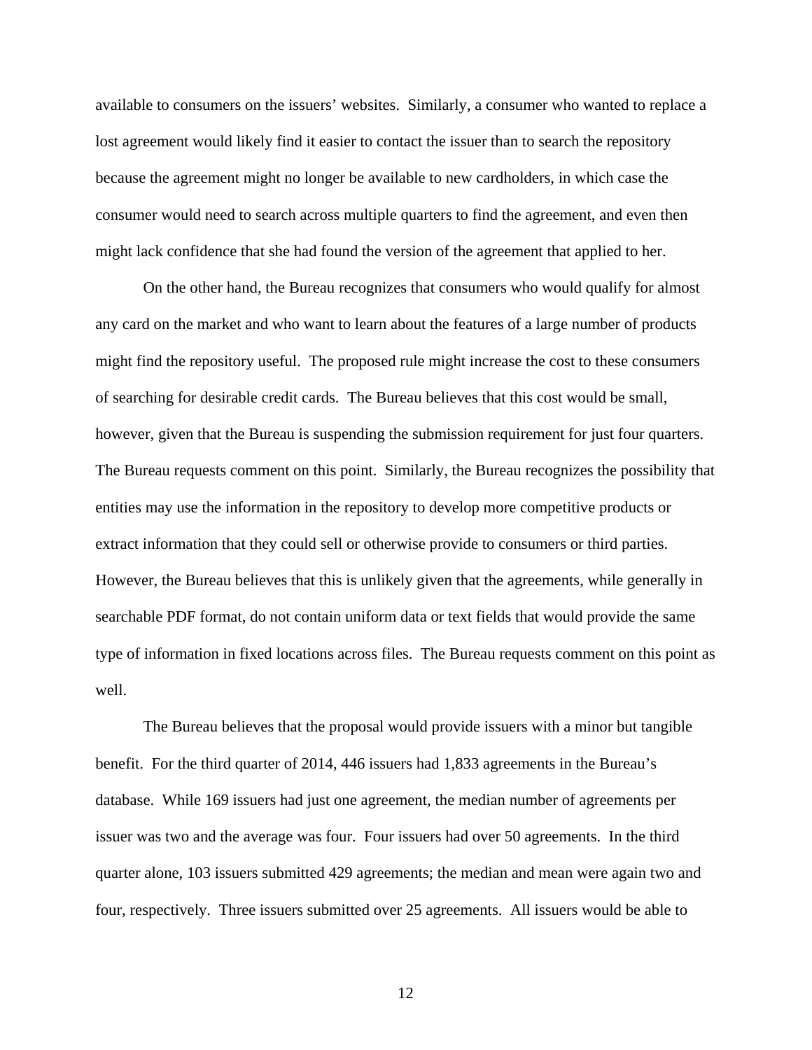available to consumers on the issuers' websites. Similarly, a consumer who wanted to replace a lost agreement would likely find it easier to contact the issuer than to search the repository because the agreement might no longer be available to new cardholders, in which case the consumer would need to search across multiple quarters to find the agreement, and even then might lack confidence that she had found the version of the agreement that applied to her.

On the other hand, the Bureau recognizes that consumers who would qualify for almost any card on the market and who want to learn about the features of a large number of products might find the repository useful. The proposed rule might increase the cost to these consumers of searching for desirable credit cards. The Bureau believes that this cost would be small, however, given that the Bureau is suspending the submission requirement for just four quarters. The Bureau requests comment on this point. Similarly, the Bureau recognizes the possibility that entities may use the information in the repository to develop more competitive products or extract information that they could sell or otherwise provide to consumers or third parties. However, the Bureau believes that this is unlikely given that the agreements, while generally in searchable PDF format, do not contain uniform data or text fields that would provide the same type of information in fixed locations across files. The Bureau requests comment on this point as well.

The Bureau believes that the proposal would provide issuers with a minor but tangible benefit. For the third quarter of 2014, 446 issuers had 1,833 agreements in the Bureau's database. While 169 issuers had just one agreement, the median number of agreements per issuer was two and the average was four. Four issuers had over 50 agreements. In the third quarter alone, 103 issuers submitted 429 agreements; the median and mean were again two and four, respectively. Three issuers submitted over 25 agreements. All issuers would be able to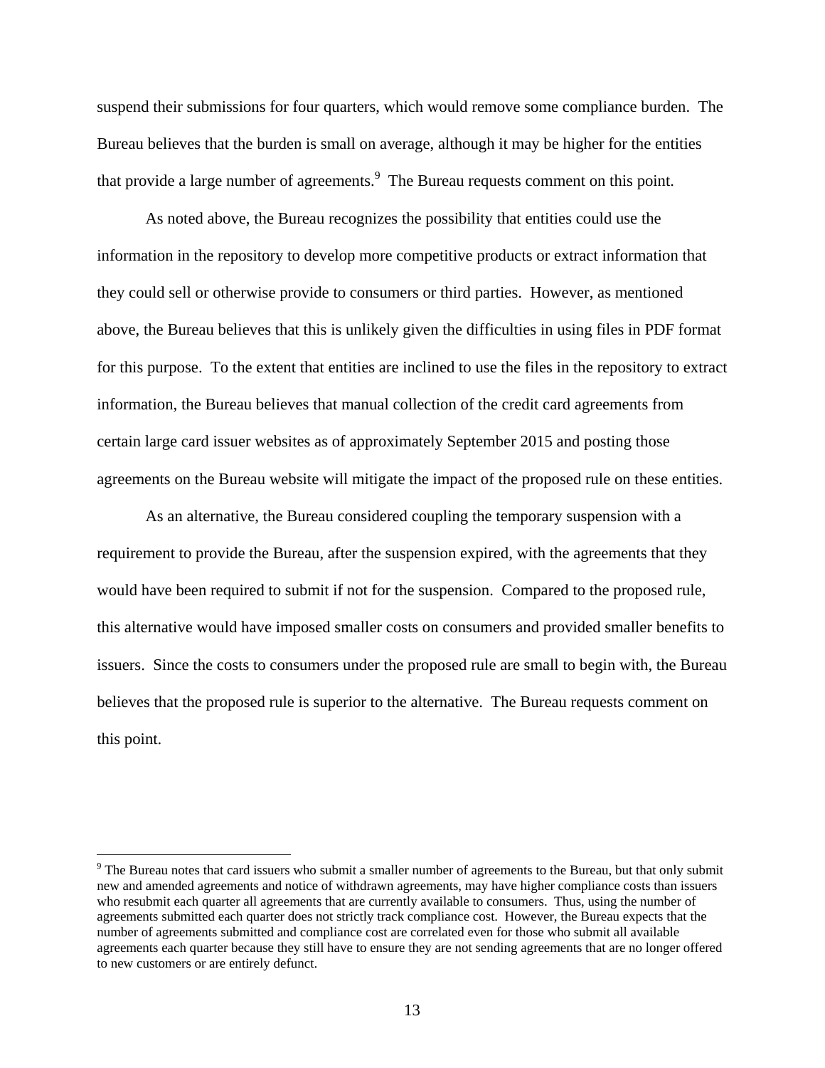suspend their submissions for four quarters, which would remove some compliance burden. The Bureau believes that the burden is small on average, although it may be higher for the entities that provide a large number of agreements.[9] The Bureau requests comment on this point.

As noted above, the Bureau recognizes the possibility that entities could use the information in the repository to develop more competitive products or extract information that they could sell or otherwise provide to consumers or third parties. However, as mentioned above, the Bureau believes that this is unlikely given the difficulties in using files in PDF format for this purpose. To the extent that entities are inclined to use the files in the repository to extract information, the Bureau believes that manual collection of the credit card agreements from certain large card issuer websites as of approximately September 2015 and posting those agreements on the Bureau website will mitigate the impact of the proposed rule on these entities.

As an alternative, the Bureau considered coupling the temporary suspension with a requirement to provide the Bureau, after the suspension expired, with the agreements that they would have been required to submit if not for the suspension. Compared to the proposed rule, this alternative would have imposed smaller costs on consumers and provided smaller benefits to issuers. Since the costs to consumers under the proposed rule are small to begin with, the Bureau believes that the proposed rule is superior to the alternative. The Bureau requests comment on this point.

---

[9] The Bureau notes that card issuers who submit a smaller number of agreements to the Bureau, but that only submit new and amended agreements and notice of withdrawn agreements, may have higher compliance costs than issuers who resubmit each quarter all agreements that are currently available to consumers. Thus, using the number of agreements submitted each quarter does not strictly track compliance cost. However, the Bureau expects that the number of agreements submitted and compliance cost are correlated even for those who submit all available agreements each quarter because they still have to ensure they are not sending agreements that are no longer offered to new customers or are entirely defunct.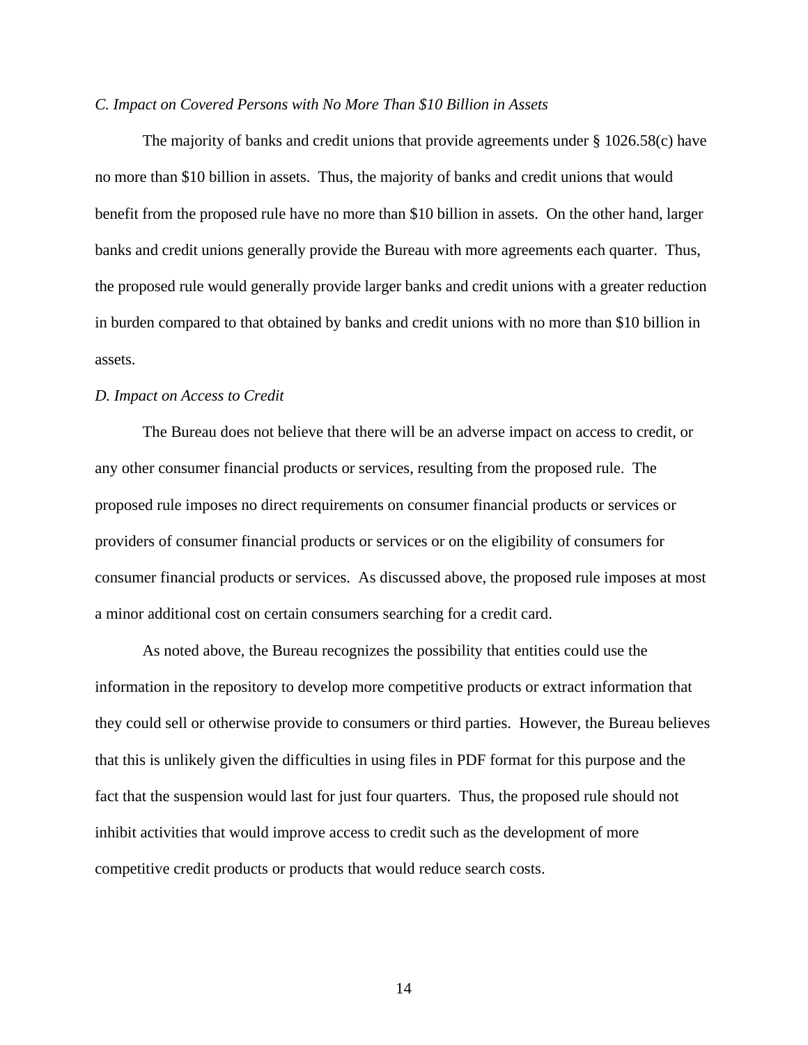*C. Impact on Covered Persons with No More Than $10 Billion in Assets*

The majority of banks and credit unions that provide agreements under § 1026.58(c) have no more than $10 billion in assets. Thus, the majority of banks and credit unions that would benefit from the proposed rule have no more than $10 billion in assets. On the other hand, larger banks and credit unions generally provide the Bureau with more agreements each quarter. Thus, the proposed rule would generally provide larger banks and credit unions with a greater reduction in burden compared to that obtained by banks and credit unions with no more than $10 billion in assets.

*D. Impact on Access to Credit*

The Bureau does not believe that there will be an adverse impact on access to credit, or any other consumer financial products or services, resulting from the proposed rule. The proposed rule imposes no direct requirements on consumer financial products or services or providers of consumer financial products or services or on the eligibility of consumers for consumer financial products or services. As discussed above, the proposed rule imposes at most a minor additional cost on certain consumers searching for a credit card.

As noted above, the Bureau recognizes the possibility that entities could use the information in the repository to develop more competitive products or extract information that they could sell or otherwise provide to consumers or third parties. However, the Bureau believes that this is unlikely given the difficulties in using files in PDF format for this purpose and the fact that the suspension would last for just four quarters. Thus, the proposed rule should not inhibit activities that would improve access to credit such as the development of more competitive credit products or products that would reduce search costs.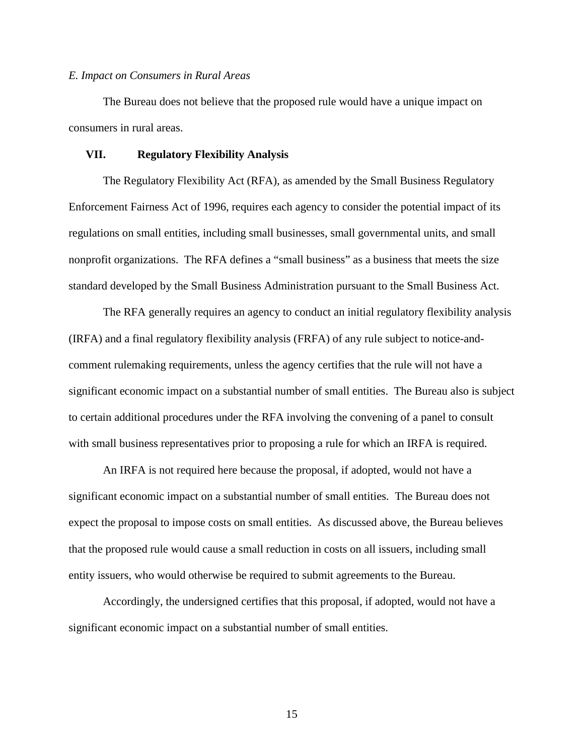*E. Impact on Consumers in Rural Areas*

The Bureau does not believe that the proposed rule would have a unique impact on consumers in rural areas.

## VII. Regulatory Flexibility Analysis

The Regulatory Flexibility Act (RFA), as amended by the Small Business Regulatory Enforcement Fairness Act of 1996, requires each agency to consider the potential impact of its regulations on small entities, including small businesses, small governmental units, and small nonprofit organizations. The RFA defines a "small business" as a business that meets the size standard developed by the Small Business Administration pursuant to the Small Business Act.

The RFA generally requires an agency to conduct an initial regulatory flexibility analysis (IRFA) and a final regulatory flexibility analysis (FRFA) of any rule subject to notice-and-comment rulemaking requirements, unless the agency certifies that the rule will not have a significant economic impact on a substantial number of small entities. The Bureau also is subject to certain additional procedures under the RFA involving the convening of a panel to consult with small business representatives prior to proposing a rule for which an IRFA is required.

An IRFA is not required here because the proposal, if adopted, would not have a significant economic impact on a substantial number of small entities. The Bureau does not expect the proposal to impose costs on small entities. As discussed above, the Bureau believes that the proposed rule would cause a small reduction in costs on all issuers, including small entity issuers, who would otherwise be required to submit agreements to the Bureau.

Accordingly, the undersigned certifies that this proposal, if adopted, would not have a significant economic impact on a substantial number of small entities.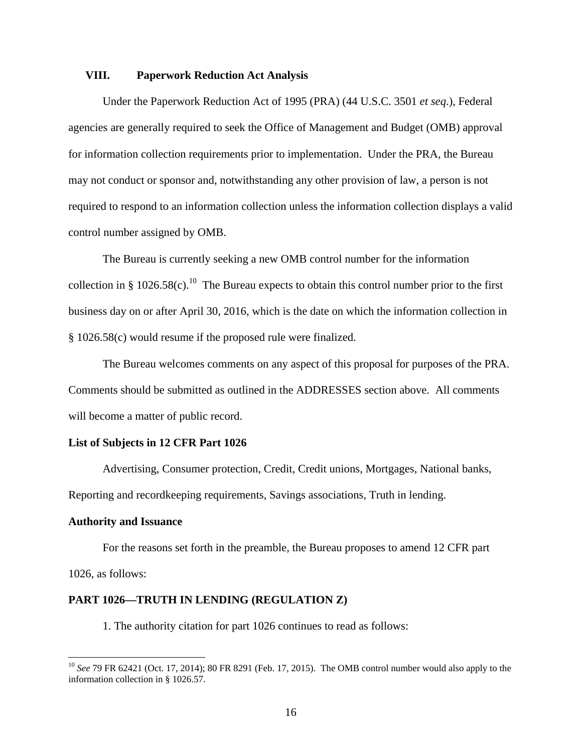## VIII. Paperwork Reduction Act Analysis

Under the Paperwork Reduction Act of 1995 (PRA) (44 U.S.C. 3501 *et seq*.), Federal agencies are generally required to seek the Office of Management and Budget (OMB) approval for information collection requirements prior to implementation. Under the PRA, the Bureau may not conduct or sponsor and, notwithstanding any other provision of law, a person is not required to respond to an information collection unless the information collection displays a valid control number assigned by OMB.

The Bureau is currently seeking a new OMB control number for the information collection in § 1026.58(c).[10] The Bureau expects to obtain this control number prior to the first business day on or after April 30, 2016, which is the date on which the information collection in § 1026.58(c) would resume if the proposed rule were finalized.

The Bureau welcomes comments on any aspect of this proposal for purposes of the PRA. Comments should be submitted as outlined in the ADDRESSES section above. All comments will become a matter of public record.

**List of Subjects in 12 CFR Part 1026**

Advertising, Consumer protection, Credit, Credit unions, Mortgages, National banks, Reporting and recordkeeping requirements, Savings associations, Truth in lending.

**Authority and Issuance**

For the reasons set forth in the preamble, the Bureau proposes to amend 12 CFR part 1026, as follows:

**PART 1026—TRUTH IN LENDING (REGULATION Z)**

1. The authority citation for part 1026 continues to read as follows:

---

[10] *See* 79 FR 62421 (Oct. 17, 2014); 80 FR 8291 (Feb. 17, 2015). The OMB control number would also apply to the information collection in § 1026.57.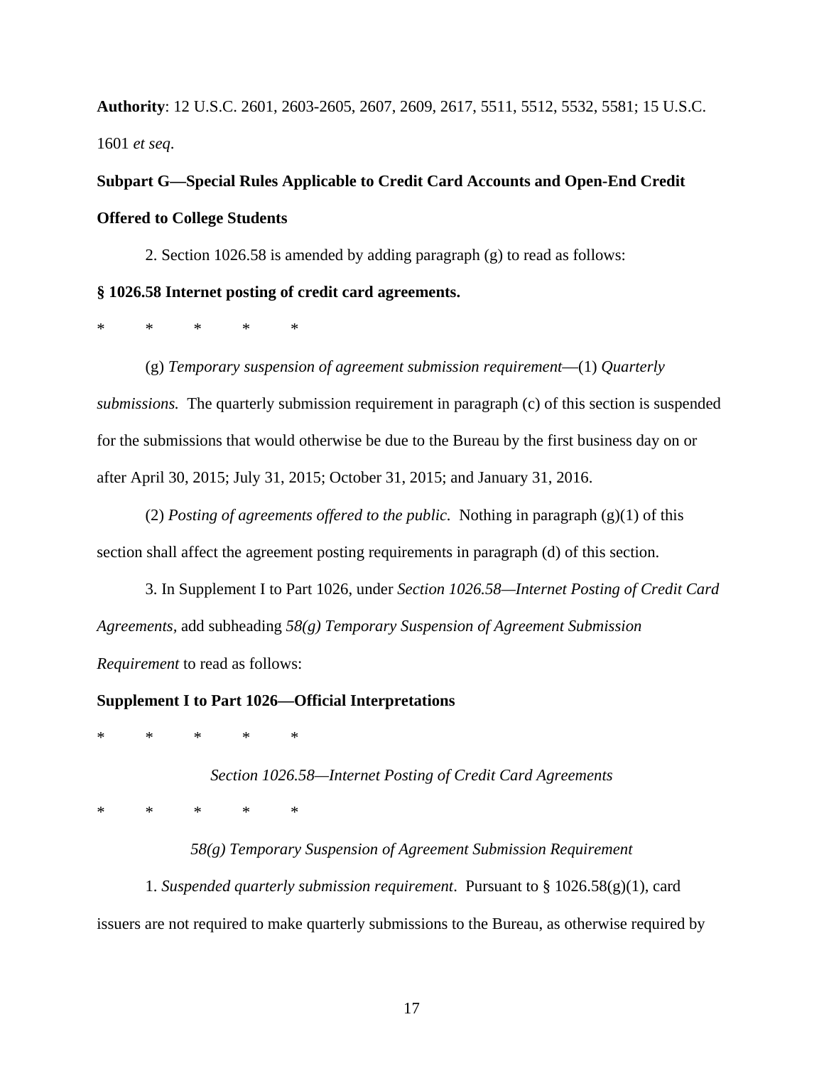**Authority**: 12 U.S.C. 2601, 2603-2605, 2607, 2609, 2617, 5511, 5512, 5532, 5581; 15 U.S.C. 1601 *et seq.*

**Subpart G—Special Rules Applicable to Credit Card Accounts and Open-End Credit Offered to College Students**

2. Section 1026.58 is amended by adding paragraph (g) to read as follows:

**§ 1026.58 Internet posting of credit card agreements.**

\*   \*   \*   \*   \*

(g) *Temporary suspension of agreement submission requirement*—(1) *Quarterly submissions.* The quarterly submission requirement in paragraph (c) of this section is suspended for the submissions that would otherwise be due to the Bureau by the first business day on or after April 30, 2015; July 31, 2015; October 31, 2015; and January 31, 2016.

(2) *Posting of agreements offered to the public.* Nothing in paragraph (g)(1) of this section shall affect the agreement posting requirements in paragraph (d) of this section.

3. In Supplement I to Part 1026, under *Section 1026.58—Internet Posting of Credit Card Agreements,* add subheading *58(g) Temporary Suspension of Agreement Submission Requirement* to read as follows:

**Supplement I to Part 1026—Official Interpretations**

\*   \*   \*   \*   \*

*Section 1026.58—Internet Posting of Credit Card Agreements*

\*   \*   \*   \*   \*

*58(g) Temporary Suspension of Agreement Submission Requirement*

1. *Suspended quarterly submission requirement*. Pursuant to § 1026.58(g)(1), card issuers are not required to make quarterly submissions to the Bureau, as otherwise required by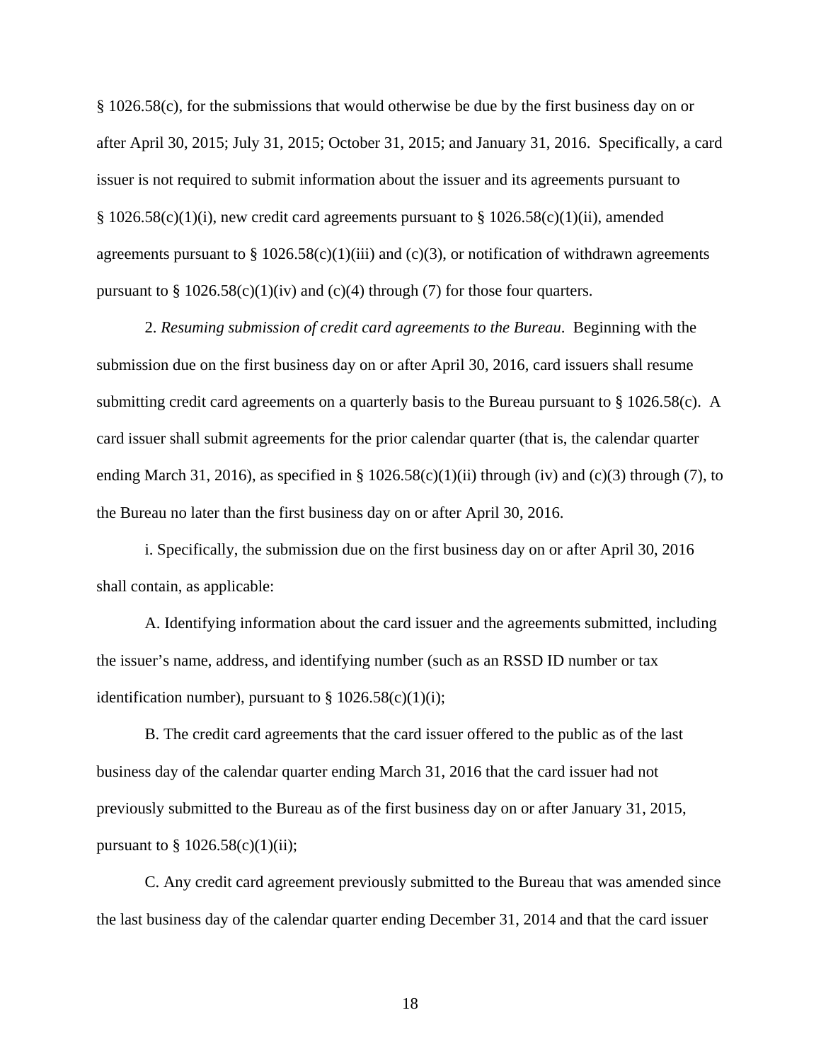§ 1026.58(c), for the submissions that would otherwise be due by the first business day on or after April 30, 2015; July 31, 2015; October 31, 2015; and January 31, 2016. Specifically, a card issuer is not required to submit information about the issuer and its agreements pursuant to § 1026.58(c)(1)(i), new credit card agreements pursuant to § 1026.58(c)(1)(ii), amended agreements pursuant to § 1026.58(c)(1)(iii) and (c)(3), or notification of withdrawn agreements pursuant to § 1026.58(c)(1)(iv) and (c)(4) through (7) for those four quarters.

2. *Resuming submission of credit card agreements to the Bureau*. Beginning with the submission due on the first business day on or after April 30, 2016, card issuers shall resume submitting credit card agreements on a quarterly basis to the Bureau pursuant to § 1026.58(c). A card issuer shall submit agreements for the prior calendar quarter (that is, the calendar quarter ending March 31, 2016), as specified in § 1026.58(c)(1)(ii) through (iv) and (c)(3) through (7), to the Bureau no later than the first business day on or after April 30, 2016.

i. Specifically, the submission due on the first business day on or after April 30, 2016 shall contain, as applicable:

A. Identifying information about the card issuer and the agreements submitted, including the issuer's name, address, and identifying number (such as an RSSD ID number or tax identification number), pursuant to § 1026.58(c)(1)(i);

B. The credit card agreements that the card issuer offered to the public as of the last business day of the calendar quarter ending March 31, 2016 that the card issuer had not previously submitted to the Bureau as of the first business day on or after January 31, 2015, pursuant to § 1026.58(c)(1)(ii);

C. Any credit card agreement previously submitted to the Bureau that was amended since the last business day of the calendar quarter ending December 31, 2014 and that the card issuer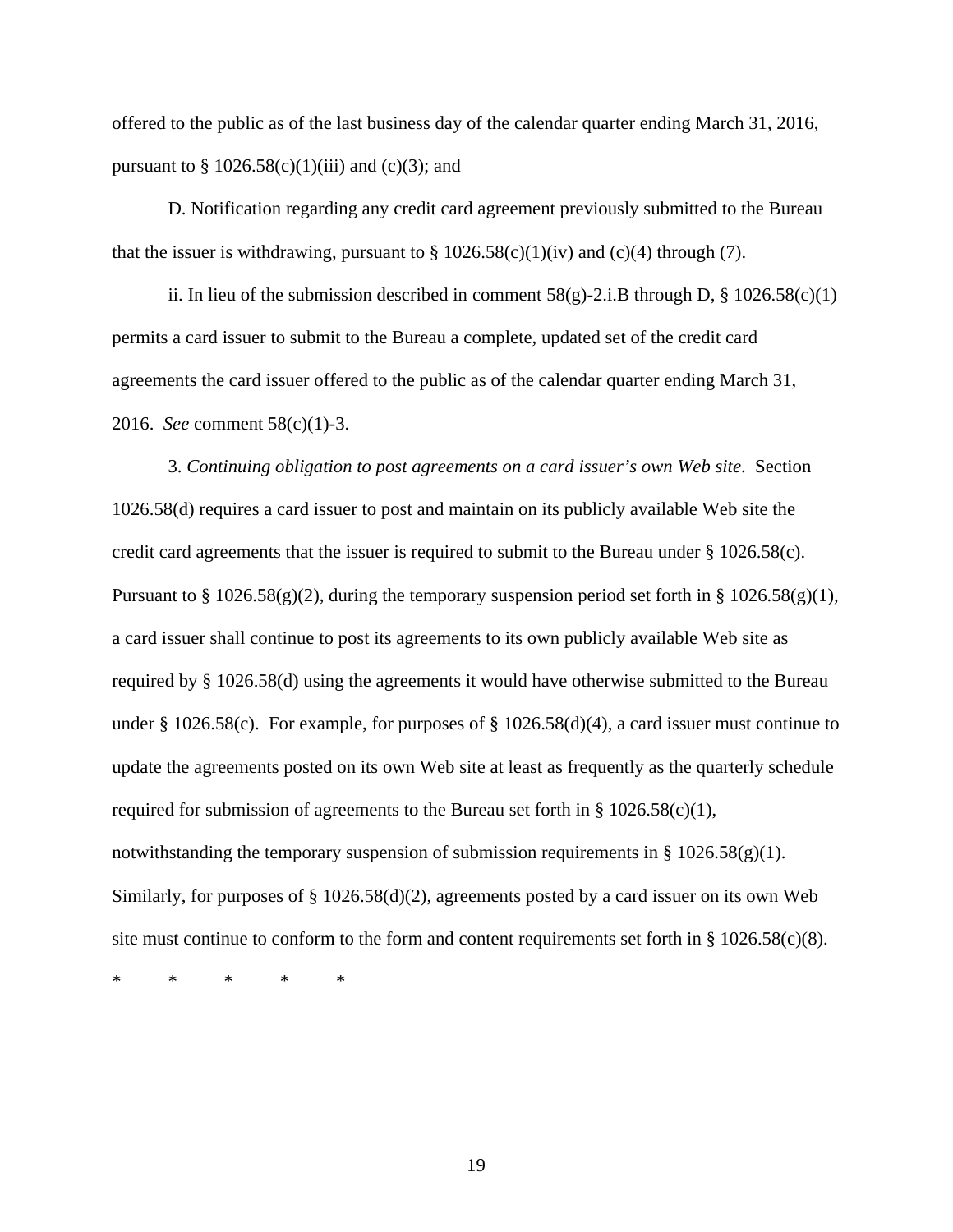offered to the public as of the last business day of the calendar quarter ending March 31, 2016, pursuant to § 1026.58(c)(1)(iii) and (c)(3); and

D. Notification regarding any credit card agreement previously submitted to the Bureau that the issuer is withdrawing, pursuant to § 1026.58(c)(1)(iv) and (c)(4) through (7).

ii. In lieu of the submission described in comment 58(g)-2.i.B through D, § 1026.58(c)(1) permits a card issuer to submit to the Bureau a complete, updated set of the credit card agreements the card issuer offered to the public as of the calendar quarter ending March 31, 2016. *See* comment 58(c)(1)-3.

3. *Continuing obligation to post agreements on a card issuer's own Web site*. Section 1026.58(d) requires a card issuer to post and maintain on its publicly available Web site the credit card agreements that the issuer is required to submit to the Bureau under § 1026.58(c). Pursuant to § 1026.58(g)(2), during the temporary suspension period set forth in § 1026.58(g)(1), a card issuer shall continue to post its agreements to its own publicly available Web site as required by § 1026.58(d) using the agreements it would have otherwise submitted to the Bureau under § 1026.58(c). For example, for purposes of § 1026.58(d)(4), a card issuer must continue to update the agreements posted on its own Web site at least as frequently as the quarterly schedule required for submission of agreements to the Bureau set forth in § 1026.58(c)(1), notwithstanding the temporary suspension of submission requirements in § 1026.58(g)(1). Similarly, for purposes of § 1026.58(d)(2), agreements posted by a card issuer on its own Web site must continue to conform to the form and content requirements set forth in § 1026.58(c)(8).

\* \* \* \* \*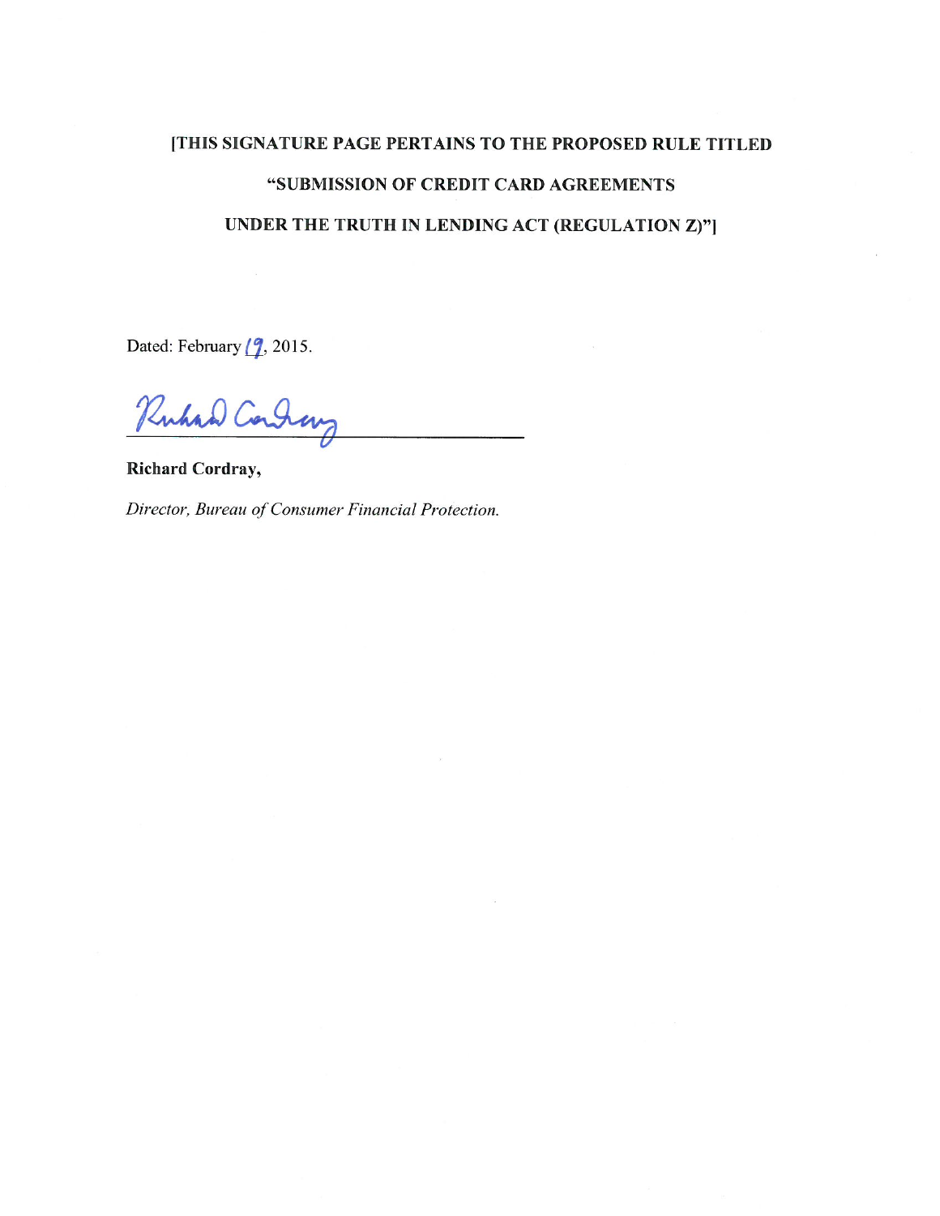**[THIS SIGNATURE PAGE PERTAINS TO THE PROPOSED RULE TITLED**

**"SUBMISSION OF CREDIT CARD AGREEMENTS**

**UNDER THE TRUTH IN LENDING ACT (REGULATION Z)"]**

Dated: February 19, 2015.

\_\_\_\_\_\_\_\_\_\_\_\_\_\_\_\_\_\_\_\_\_\_\_\_\_\_\_\_\_\_\_\_\_\_\_\_

**Richard Cordray,**

*Director, Bureau of Consumer Financial Protection.*